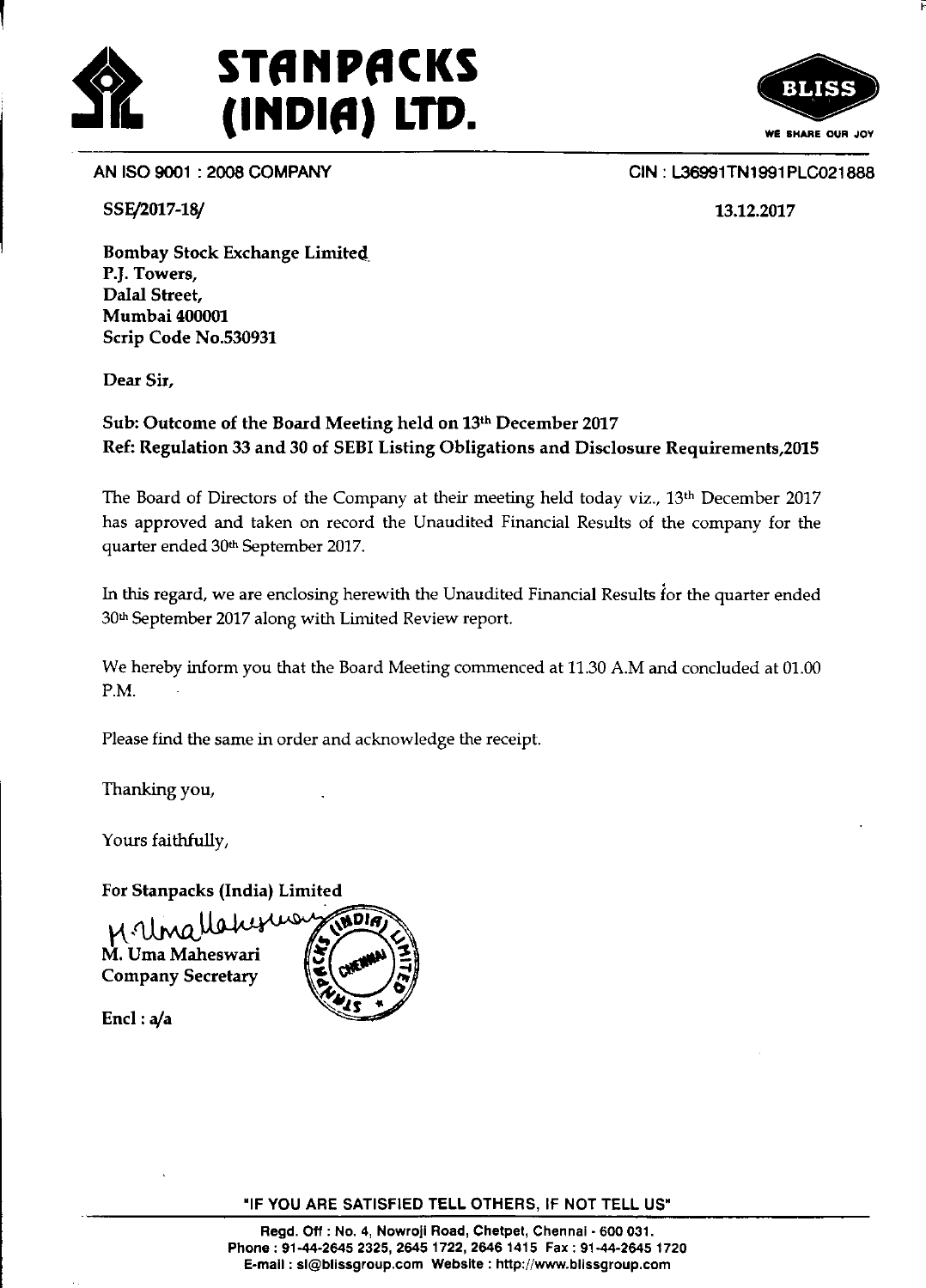# STANPACKS (INDIA) LTD.

BLISS
WE SHARE OUR JOY

AN ISO 9001 : 2008 COMPANY

CIN : L36991TN1991PLC021888

SSE/2017-18/

13.12.2017

Bombay Stock Exchange Limited
P.J. Towers,
Dalal Street,
Mumbai 400001
Scrip Code No.530931

Dear Sir,

**Sub: Outcome of the Board Meeting held on 13th December 2017**
**Ref: Regulation 33 and 30 of SEBI Listing Obligations and Disclosure Requirements,2015**

The Board of Directors of the Company at their meeting held today viz., 13th December 2017 has approved and taken on record the Unaudited Financial Results of the company for the quarter ended 30th September 2017.

In this regard, we are enclosing herewith the Unaudited Financial Results for the quarter ended 30th September 2017 along with Limited Review report.

We hereby inform you that the Board Meeting commenced at 11.30 A.M and concluded at 01.00 P.M.

Please find the same in order and acknowledge the receipt.

Thanking you,

Yours faithfully,

For Stanpacks (India) Limited

M. Uma Maheswari
Company Secretary

Encl : a/a

"IF YOU ARE SATISFIED TELL OTHERS, IF NOT TELL US"

Regd. Off : No. 4, Nowroji Road, Chetpet, Chennai - 600 031.
Phone : 91-44-2645 2325, 2645 1722, 2646 1415 Fax : 91-44-2645 1720
E-mail : sl@blissgroup.com Website : http://www.blissgroup.com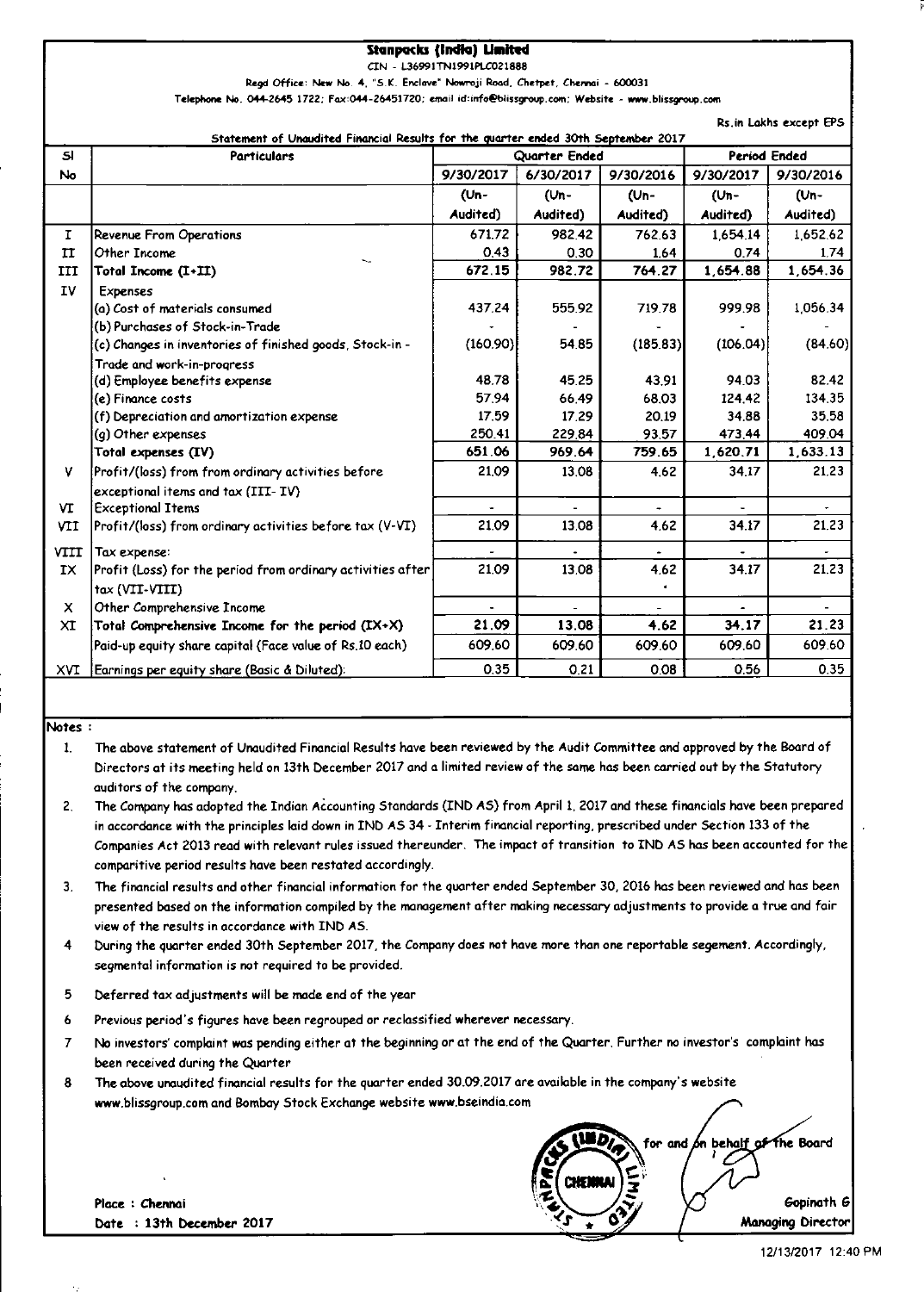# Stanpacks (India) Limited

CIN - L36991TN1991PLC021888

Regd Office: New No. 4, "S.K. Enclave" Nowroji Road, Chetpet, Chennai - 600031

Telephone No. 044-2645 1722; Fax:044-26451720; email id:info@blissgroup.com; Website - www.blissgroup.com

Rs.in Lakhs except EPS

Statement of Unaudited Financial Results for the quarter ended 30th September 2017

| Sl No | Particulars | Quarter Ended | | | Period Ended | |
|---|---|---|---|---|---|---|
| | | 9/30/2017 | 6/30/2017 | 9/30/2016 | 9/30/2017 | 9/30/2016 |
| | | (Un-Audited) | (Un-Audited) | (Un-Audited) | (Un-Audited) | (Un-Audited) |
| I | Revenue From Operations | 671.72 | 982.42 | 762.63 | 1,654.14 | 1,652.62 |
| II | Other Income | 0.43 | 0.30 | 1.64 | 0.74 | 1.74 |
| III | Total Income (I+II) | 672.15 | 982.72 | 764.27 | 1,654.88 | 1,654.36 |
| IV | Expenses | | | | | |
| | (a) Cost of materials consumed | 437.24 | 555.92 | 719.78 | 999.98 | 1,056.34 |
| | (b) Purchases of Stock-in-Trade | - | - | - | - | - |
| | (c) Changes in inventories of finished goods, Stock-in -Trade and work-in-progress | (160.90) | 54.85 | (185.83) | (106.04) | (84.60) |
| | (d) Employee benefits expense | 48.78 | 45.25 | 43.91 | 94.03 | 82.42 |
| | (e) Finance costs | 57.94 | 66.49 | 68.03 | 124.42 | 134.35 |
| | (f) Depreciation and amortization expense | 17.59 | 17.29 | 20.19 | 34.88 | 35.58 |
| | (g) Other expenses | 250.41 | 229.84 | 93.57 | 473.44 | 409.04 |
| | Total expenses (IV) | 651.06 | 969.64 | 759.65 | 1,620.71 | 1,633.13 |
| V | Profit/(loss) from from ordinary activities before exceptional items and tax (III- IV) | 21.09 | 13.08 | 4.62 | 34.17 | 21.23 |
| VI | Exceptional Items | - | - | - | - | - |
| VII | Profit/(loss) from ordinary activities before tax (V-VI) | 21.09 | 13.08 | 4.62 | 34.17 | 21.23 |
| VIII | Tax expense: | - | - | - | - | - |
| IX | Profit (Loss) for the period from ordinary activities after tax (VII-VIII) | 21.09 | 13.08 | 4.62 | 34.17 | 21.23 |
| X | Other Comprehensive Income | - | - | - | - | - |
| XI | Total Comprehensive Income for the period (IX+X) | 21.09 | 13.08 | 4.62 | 34.17 | 21.23 |
| | Paid-up equity share capital (Face value of Rs.10 each) | 609.60 | 609.60 | 609.60 | 609.60 | 609.60 |
| XVI | Earnings per equity share (Basic & Diluted): | 0.35 | 0.21 | 0.08 | 0.56 | 0.35 |

Notes :

1. The above statement of Unaudited Financial Results have been reviewed by the Audit Committee and approved by the Board of Directors at its meeting held on 13th December 2017 and a limited review of the same has been carried out by the Statutory auditors of the company.
2. The Company has adopted the Indian Accounting Standards (IND AS) from April 1, 2017 and these financials have been prepared in accordance with the principles laid down in IND AS 34 - Interim financial reporting, prescribed under Section 133 of the Companies Act 2013 read with relevant rules issued thereunder. The impact of transition to IND AS has been accounted for the comparitive period results have been restated accordingly.
3. The financial results and other financial information for the quarter ended September 30, 2016 has been reviewed and has been presented based on the information compiled by the management after making necessary adjustments to provide a true and fair view of the results in accordance with IND AS.
4. During the quarter ended 30th September 2017, the Company does not have more than one reportable segement. Accordingly, segmental information is not required to be provided.
5. Deferred tax adjustments will be made end of the year
6. Previous period's figures have been regrouped or reclassified wherever necessary.
7. No investors' complaint was pending either at the beginning or at the end of the Quarter. Further no investor's complaint has been received during the Quarter
8. The above unaudited financial results for the quarter ended 30.09.2017 are available in the company's website www.blissgroup.com and Bombay Stock Exchange website www.bseindia.com

for and on behalf of the Board

Gopinath G

Managing Director

Place : Chennai

Date : 13th December 2017

12/13/2017 12:40 PM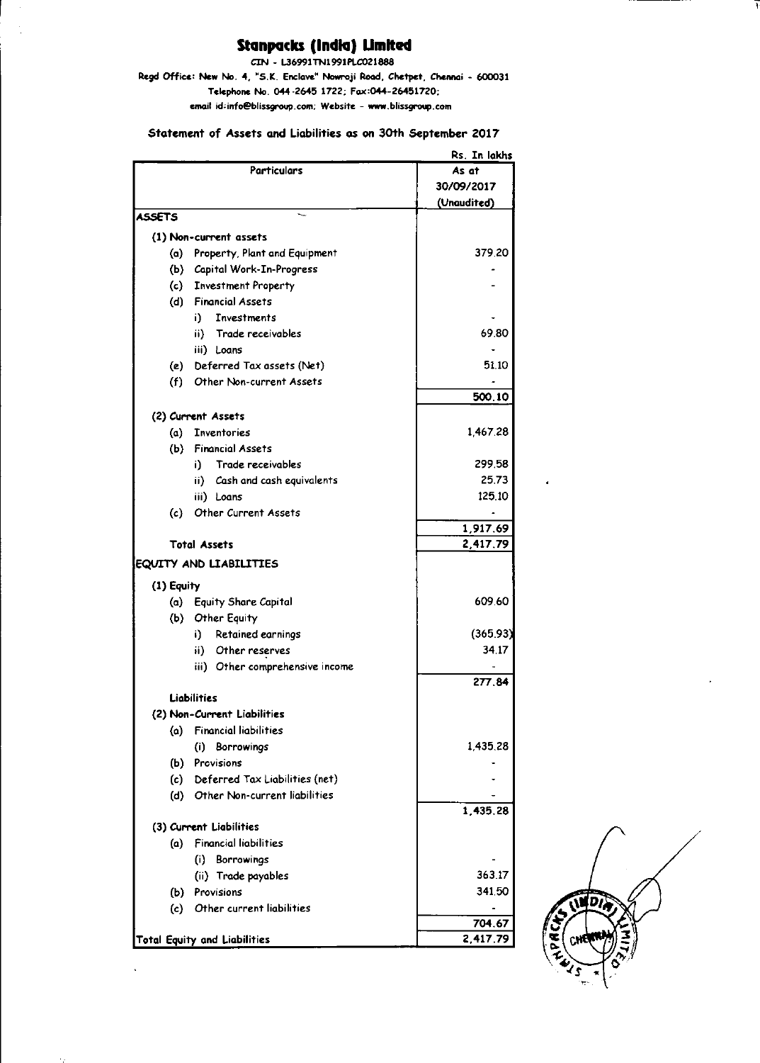# Stanpacks (India) Limited

CIN - L36991TN1991PLC021888

Regd Office: New No. 4, "S.K. Enclave" Nowroji Road, Chetpet, Chennai - 600031

Telephone No. 044-2645 1722; Fax:044-26451720;

email id:info@blissgroup.com; Website - www.blissgroup.com

## Statement of Assets and Liabilities as on 30th September 2017

Rs. In lakhs

| Particulars | As at 30/09/2017 (Unaudited) |
|---|---|
| **ASSETS** | |
| (1) Non-current assets | |
| (a) Property, Plant and Equipment | 379.20 |
| (b) Capital Work-In-Progress | - |
| (c) Investment Property | - |
| (d) Financial Assets | |
| i) Investments | - |
| ii) Trade receivables | 69.80 |
| iii) Loans | - |
| (e) Deferred Tax assets (Net) | 51.10 |
| (f) Other Non-current Assets | - |
| | 500.10 |
| (2) Current Assets | |
| (a) Inventories | 1,467.28 |
| (b) Financial Assets | |
| i) Trade receivables | 299.58 |
| ii) Cash and cash equivalents | 25.73 |
| iii) Loans | 125.10 |
| (c) Other Current Assets | - |
| | 1,917.69 |
| Total Assets | 2,417.79 |
| **EQUITY AND LIABILITIES** | |
| (1) Equity | |
| (a) Equity Share Capital | 609.60 |
| (b) Other Equity | |
| i) Retained earnings | (365.93) |
| ii) Other reserves | 34.17 |
| iii) Other comprehensive income | - |
| | 277.84 |
| Liabilities | |
| (2) Non-Current Liabilities | |
| (a) Financial liabilities | |
| (i) Borrowings | 1,435.28 |
| (b) Provisions | - |
| (c) Deferred Tax Liabilities (net) | - |
| (d) Other Non-current liabilities | - |
| | 1,435.28 |
| (3) Current Liabilities | |
| (a) Financial liabilities | |
| (i) Borrowings | - |
| (ii) Trade payables | 363.17 |
| (b) Provisions | 341.50 |
| (c) Other current liabilities | - |
| | 704.67 |
| Total Equity and Liabilities | 2,417.79 |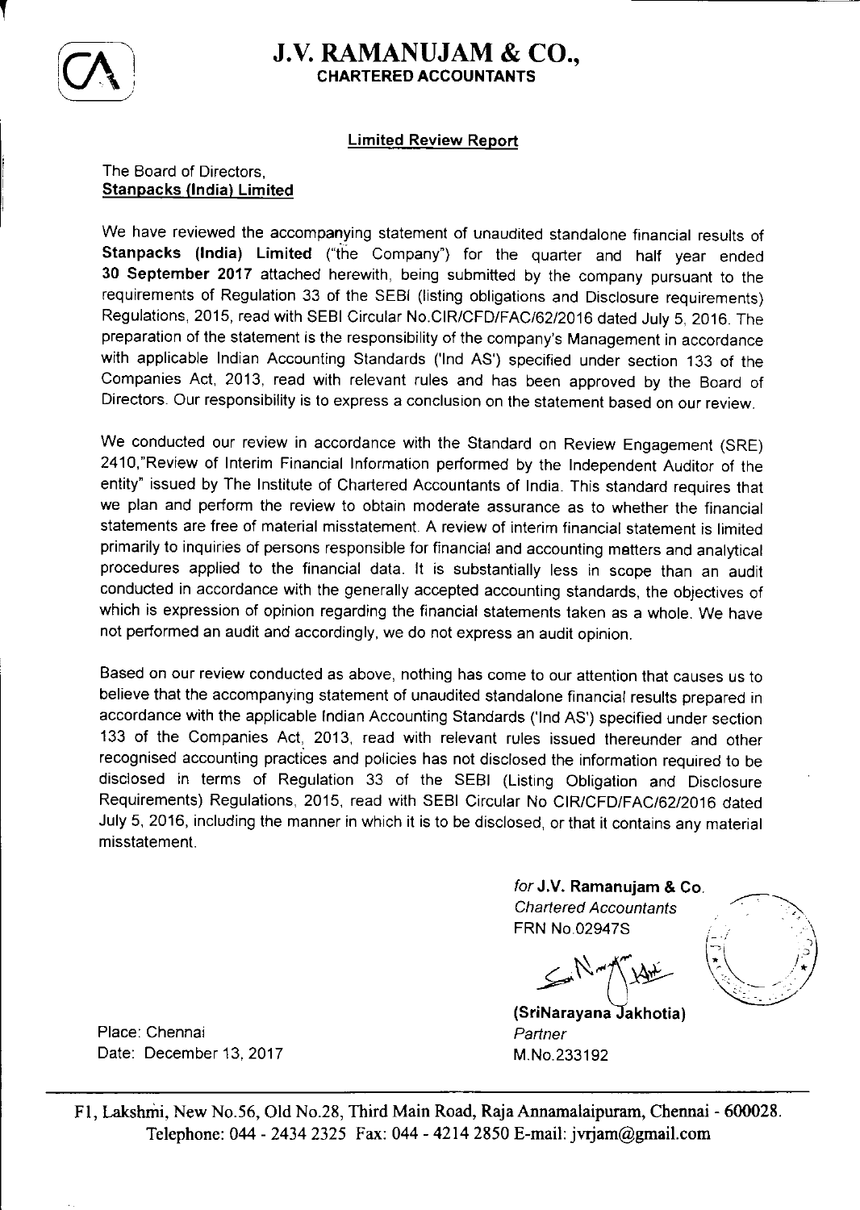# J.V. RAMANUJAM & CO.,

**CHARTERED ACCOUNTANTS**

## Limited Review Report

The Board of Directors,
**Stanpacks (India) Limited**

We have reviewed the accompanying statement of unaudited standalone financial results of **Stanpacks (India) Limited** ("the Company") for the quarter and half year ended **30 September 2017** attached herewith, being submitted by the company pursuant to the requirements of Regulation 33 of the SEBI (listing obligations and Disclosure requirements) Regulations, 2015, read with SEBI Circular No.CIR/CFD/FAC/62/2016 dated July 5, 2016. The preparation of the statement is the responsibility of the company's Management in accordance with applicable Indian Accounting Standards ('Ind AS') specified under section 133 of the Companies Act, 2013, read with relevant rules and has been approved by the Board of Directors. Our responsibility is to express a conclusion on the statement based on our review.

We conducted our review in accordance with the Standard on Review Engagement (SRE) 2410,"Review of Interim Financial Information performed by the Independent Auditor of the entity" issued by The Institute of Chartered Accountants of India. This standard requires that we plan and perform the review to obtain moderate assurance as to whether the financial statements are free of material misstatement. A review of interim financial statement is limited primarily to inquiries of persons responsible for financial and accounting metters and analytical procedures applied to the financial data. It is substantially less in scope than an audit conducted in accordance with the generally accepted accounting standards, the objectives of which is expression of opinion regarding the financial statements taken as a whole. We have not performed an audit and accordingly, we do not express an audit opinion.

Based on our review conducted as above, nothing has come to our attention that causes us to believe that the accompanying statement of unaudited standalone financial results prepared in accordance with the applicable Indian Accounting Standards ('Ind AS') specified under section 133 of the Companies Act, 2013, read with relevant rules issued thereunder and other recognised accounting practices and policies has not disclosed the information required to be disclosed in terms of Regulation 33 of the SEBI (Listing Obligation and Disclosure Requirements) Regulations, 2015, read with SEBI Circular No CIR/CFD/FAC/62/2016 dated July 5, 2016, including the manner in which it is to be disclosed, or that it contains any material misstatement.

*for* **J.V. Ramanujam & Co.**
*Chartered Accountants*
FRN No.02947S

**(SriNarayana Jakhotia)**
*Partner*
M.No.233192

Place: Chennai
Date: December 13, 2017

F1, Lakshmi, New No.56, Old No.28, Third Main Road, Raja Annamalaipuram, Chennai - 600028.
Telephone: 044 - 2434 2325 Fax: 044 - 4214 2850 E-mail: jvrjam@gmail.com